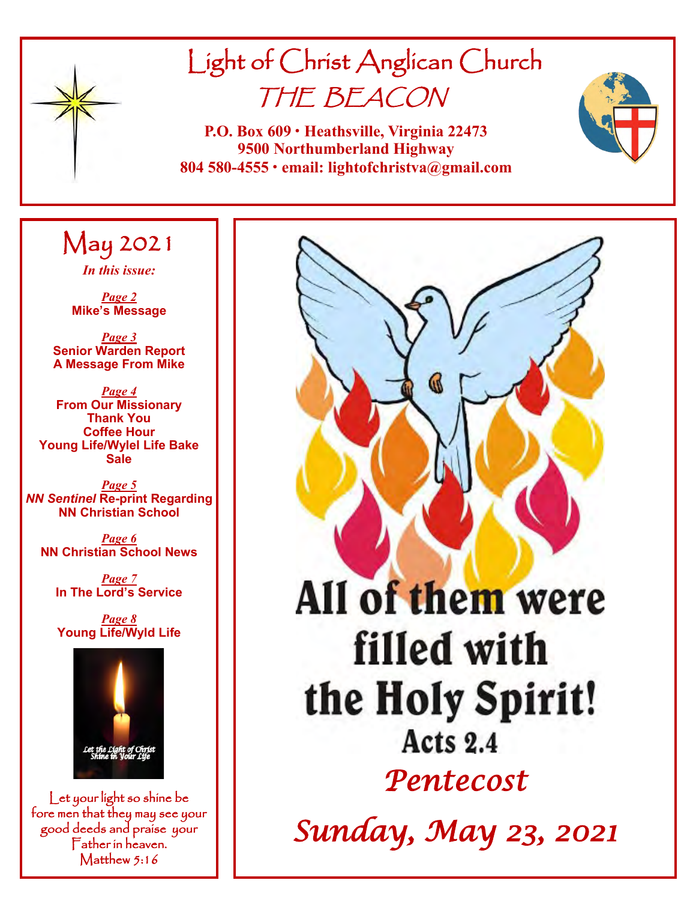# Light of Christ Anglican Church

## THE BEACON

**P.O. Box 609 • Heathsville, Virginia 22473**
**9500 Northumberland Highway**
**804 580-4555 • email: lightofchristva@gmail.com**

## May 2021

*In this issue:*

*Page 2*
**Mike's Message**

*Page 3*
**Senior Warden Report**
**A Message From Mike**

*Page 4*
**From Our Missionary**
**Thank You**
**Coffee Hour**
**Young Life/Wylel Life Bake Sale**

*Page 5*
***NN Sentinel* Re-print Regarding NN Christian School**

*Page 6*
**NN Christian School News**

*Page 7*
**In The Lord's Service**

*Page 8*
**Young Life/Wyld Life**

Let the Light of Christ Shine in Your Life

Let your light so shine before men that they may see your good deeds and praise your Father in heaven.
Matthew 5:16

# All of them were filled with the Holy Spirit!

**Acts 2.4**

*Pentecost*

*Sunday, May 23, 2021*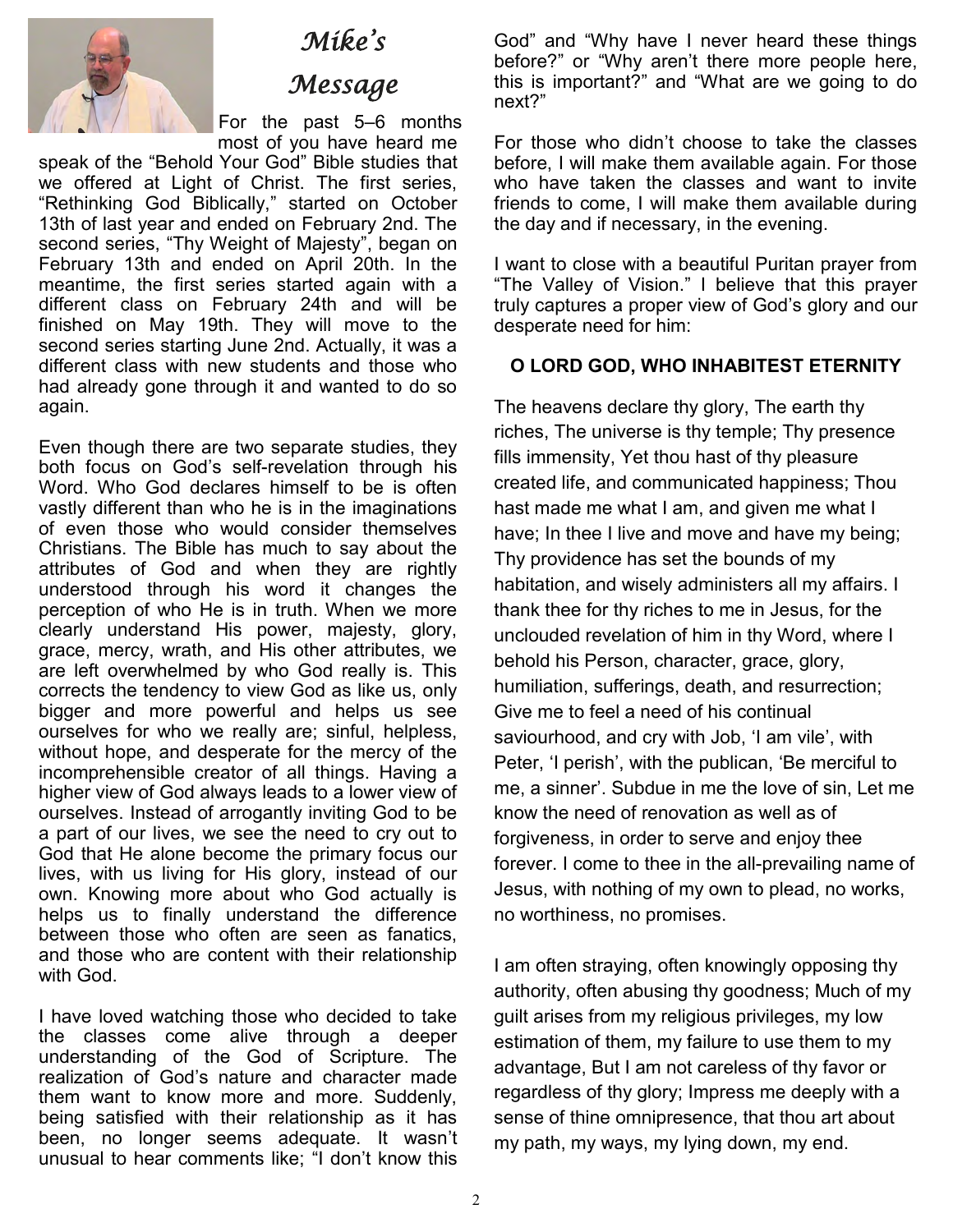# *Mike's Message*

For the past 5–6 months most of you have heard me speak of the "Behold Your God" Bible studies that we offered at Light of Christ. The first series, "Rethinking God Biblically," started on October 13th of last year and ended on February 2nd. The second series, "Thy Weight of Majesty", began on February 13th and ended on April 20th. In the meantime, the first series started again with a different class on February 24th and will be finished on May 19th. They will move to the second series starting June 2nd. Actually, it was a different class with new students and those who had already gone through it and wanted to do so again.

Even though there are two separate studies, they both focus on God's self-revelation through his Word. Who God declares himself to be is often vastly different than who he is in the imaginations of even those who would consider themselves Christians. The Bible has much to say about the attributes of God and when they are rightly understood through his word it changes the perception of who He is in truth. When we more clearly understand His power, majesty, glory, grace, mercy, wrath, and His other attributes, we are left overwhelmed by who God really is. This corrects the tendency to view God as like us, only bigger and more powerful and helps us see ourselves for who we really are; sinful, helpless, without hope, and desperate for the mercy of the incomprehensible creator of all things. Having a higher view of God always leads to a lower view of ourselves. Instead of arrogantly inviting God to be a part of our lives, we see the need to cry out to God that He alone become the primary focus our lives, with us living for His glory, instead of our own. Knowing more about who God actually is helps us to finally understand the difference between those who often are seen as fanatics, and those who are content with their relationship with God.

I have loved watching those who decided to take the classes come alive through a deeper understanding of the God of Scripture. The realization of God's nature and character made them want to know more and more. Suddenly, being satisfied with their relationship as it has been, no longer seems adequate. It wasn't unusual to hear comments like; "I don't know this God" and "Why have I never heard these things before?" or "Why aren't there more people here, this is important?" and "What are we going to do next?"

For those who didn't choose to take the classes before, I will make them available again. For those who have taken the classes and want to invite friends to come, I will make them available during the day and if necessary, in the evening.

I want to close with a beautiful Puritan prayer from "The Valley of Vision." I believe that this prayer truly captures a proper view of God's glory and our desperate need for him:

**O LORD GOD, WHO INHABITEST ETERNITY**

The heavens declare thy glory, The earth thy riches, The universe is thy temple; Thy presence fills immensity, Yet thou hast of thy pleasure created life, and communicated happiness; Thou hast made me what I am, and given me what I have; In thee I live and move and have my being; Thy providence has set the bounds of my habitation, and wisely administers all my affairs. I thank thee for thy riches to me in Jesus, for the unclouded revelation of him in thy Word, where I behold his Person, character, grace, glory, humiliation, sufferings, death, and resurrection; Give me to feel a need of his continual saviourhood, and cry with Job, 'I am vile', with Peter, 'I perish', with the publican, 'Be merciful to me, a sinner'. Subdue in me the love of sin, Let me know the need of renovation as well as of forgiveness, in order to serve and enjoy thee forever. I come to thee in the all-prevailing name of Jesus, with nothing of my own to plead, no works, no worthiness, no promises.

I am often straying, often knowingly opposing thy authority, often abusing thy goodness; Much of my guilt arises from my religious privileges, my low estimation of them, my failure to use them to my advantage, But I am not careless of thy favor or regardless of thy glory; Impress me deeply with a sense of thine omnipresence, that thou art about my path, my ways, my lying down, my end.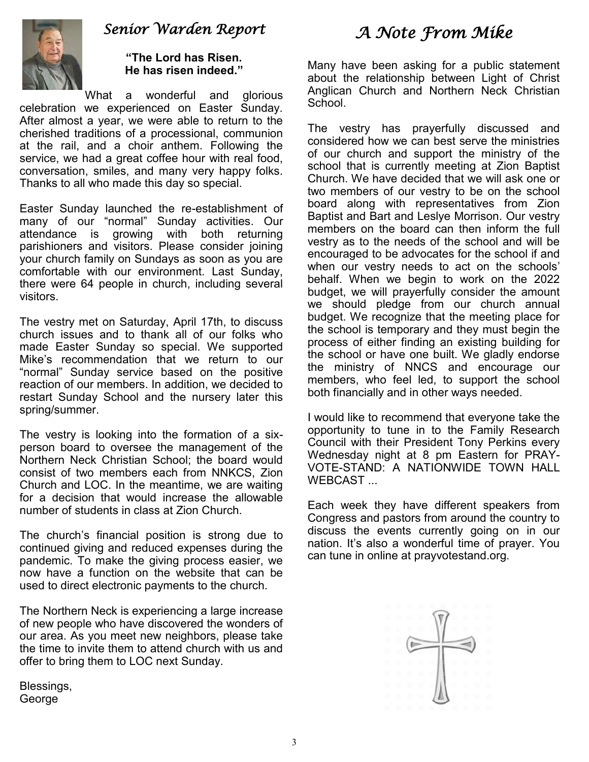## *Senior Warden Report*

**"The Lord has Risen.**
**He has risen indeed."**

What a wonderful and glorious celebration we experienced on Easter Sunday. After almost a year, we were able to return to the cherished traditions of a processional, communion at the rail, and a choir anthem. Following the service, we had a great coffee hour with real food, conversation, smiles, and many very happy folks. Thanks to all who made this day so special.

Easter Sunday launched the re-establishment of many of our "normal" Sunday activities. Our attendance is growing with both returning parishioners and visitors. Please consider joining your church family on Sundays as soon as you are comfortable with our environment. Last Sunday, there were 64 people in church, including several visitors.

The vestry met on Saturday, April 17th, to discuss church issues and to thank all of our folks who made Easter Sunday so special. We supported Mike's recommendation that we return to our "normal" Sunday service based on the positive reaction of our members. In addition, we decided to restart Sunday School and the nursery later this spring/summer.

The vestry is looking into the formation of a six-person board to oversee the management of the Northern Neck Christian School; the board would consist of two members each from NNKCS, Zion Church and LOC. In the meantime, we are waiting for a decision that would increase the allowable number of students in class at Zion Church.

The church's financial position is strong due to continued giving and reduced expenses during the pandemic. To make the giving process easier, we now have a function on the website that can be used to direct electronic payments to the church.

The Northern Neck is experiencing a large increase of new people who have discovered the wonders of our area. As you meet new neighbors, please take the time to invite them to attend church with us and offer to bring them to LOC next Sunday.

Blessings,
George

## *A Note From Mike*

Many have been asking for a public statement about the relationship between Light of Christ Anglican Church and Northern Neck Christian School.

The vestry has prayerfully discussed and considered how we can best serve the ministries of our church and support the ministry of the school that is currently meeting at Zion Baptist Church. We have decided that we will ask one or two members of our vestry to be on the school board along with representatives from Zion Baptist and Bart and Leslye Morrison. Our vestry members on the board can then inform the full vestry as to the needs of the school and will be encouraged to be advocates for the school if and when our vestry needs to act on the schools' behalf. When we begin to work on the 2022 budget, we will prayerfully consider the amount we should pledge from our church annual budget. We recognize that the meeting place for the school is temporary and they must begin the process of either finding an existing building for the school or have one built. We gladly endorse the ministry of NNCS and encourage our members, who feel led, to support the school both financially and in other ways needed.

I would like to recommend that everyone take the opportunity to tune in to the Family Research Council with their President Tony Perkins every Wednesday night at 8 pm Eastern for PRAY-VOTE-STAND: A NATIONWIDE TOWN HALL WEBCAST ...

Each week they have different speakers from Congress and pastors from around the country to discuss the events currently going on in our nation. It's also a wonderful time of prayer. You can tune in online at prayvotestand.org.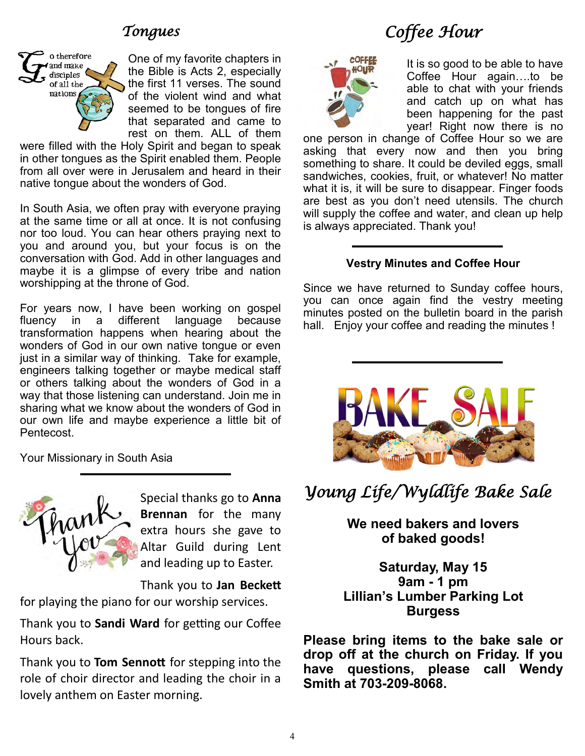## *Tongues*

One of my favorite chapters in the Bible is Acts 2, especially the first 11 verses. The sound of the violent wind and what seemed to be tongues of fire that separated and came to rest on them. ALL of them were filled with the Holy Spirit and began to speak in other tongues as the Spirit enabled them. People from all over were in Jerusalem and heard in their native tongue about the wonders of God.

In South Asia, we often pray with everyone praying at the same time or all at once. It is not confusing nor too loud. You can hear others praying next to you and around you, but your focus is on the conversation with God. Add in other languages and maybe it is a glimpse of every tribe and nation worshipping at the throne of God.

For years now, I have been working on gospel fluency in a different language because transformation happens when hearing about the wonders of God in our own native tongue or even just in a similar way of thinking. Take for example, engineers talking together or maybe medical staff or others talking about the wonders of God in a way that those listening can understand. Join me in sharing what we know about the wonders of God in our own life and maybe experience a little bit of Pentecost.

Your Missionary in South Asia

---

Special thanks go to **Anna Brennan** for the many extra hours she gave to Altar Guild during Lent and leading up to Easter.

Thank you to **Jan Beckett** for playing the piano for our worship services.

Thank you to **Sandi Ward** for getting our Coffee Hours back.

Thank you to **Tom Sennott** for stepping into the role of choir director and leading the choir in a lovely anthem on Easter morning.

## *Coffee Hour*

It is so good to be able to have Coffee Hour again….to be able to chat with your friends and catch up on what has been happening for the past year! Right now there is no one person in change of Coffee Hour so we are asking that every now and then you bring something to share. It could be deviled eggs, small sandwiches, cookies, fruit, or whatever! No matter what it is, it will be sure to disappear. Finger foods are best as you don't need utensils. The church will supply the coffee and water, and clean up help is always appreciated. Thank you!

---

### Vestry Minutes and Coffee Hour

Since we have returned to Sunday coffee hours, you can once again find the vestry meeting minutes posted on the bulletin board in the parish hall. Enjoy your coffee and reading the minutes !

---

## *Young Life/Wyldlife Bake Sale*

**We need bakers and lovers of baked goods!**

**Saturday, May 15**
**9am - 1 pm**
**Lillian's Lumber Parking Lot**
**Burgess**

**Please bring items to the bake sale or drop off at the church on Friday. If you have questions, please call Wendy Smith at 703-209-8068.**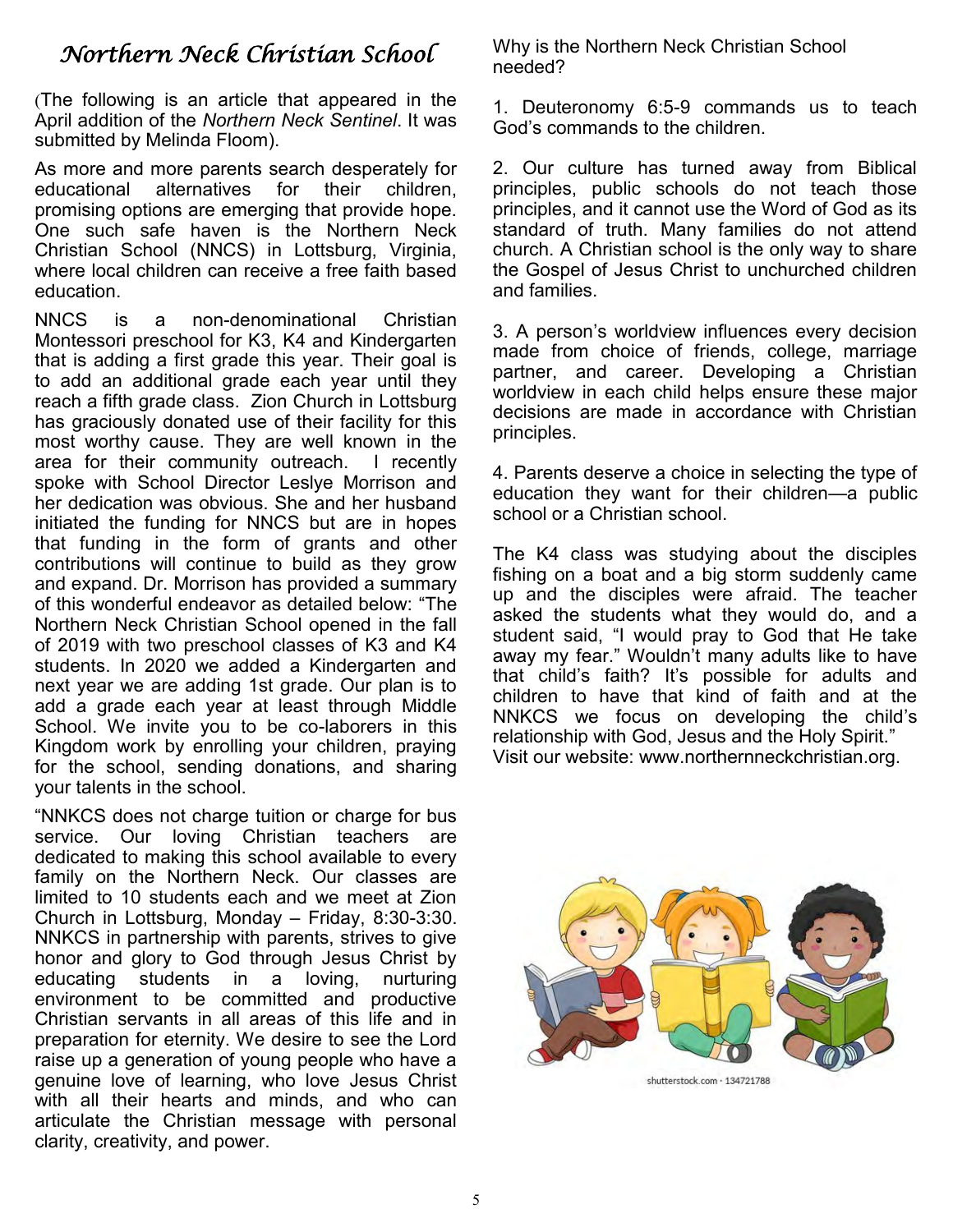# Northern Neck Christian School

(The following is an article that appeared in the April addition of the *Northern Neck Sentinel*. It was submitted by Melinda Floom).

As more and more parents search desperately for educational alternatives for their children, promising options are emerging that provide hope. One such safe haven is the Northern Neck Christian School (NNCS) in Lottsburg, Virginia, where local children can receive a free faith based education.

NNCS is a non-denominational Christian Montessori preschool for K3, K4 and Kindergarten that is adding a first grade this year. Their goal is to add an additional grade each year until they reach a fifth grade class. Zion Church in Lottsburg has graciously donated use of their facility for this most worthy cause. They are well known in the area for their community outreach. I recently spoke with School Director Leslye Morrison and her dedication was obvious. She and her husband initiated the funding for NNCS but are in hopes that funding in the form of grants and other contributions will continue to build as they grow and expand. Dr. Morrison has provided a summary of this wonderful endeavor as detailed below: "The Northern Neck Christian School opened in the fall of 2019 with two preschool classes of K3 and K4 students. In 2020 we added a Kindergarten and next year we are adding 1st grade. Our plan is to add a grade each year at least through Middle School. We invite you to be co-laborers in this Kingdom work by enrolling your children, praying for the school, sending donations, and sharing your talents in the school.

"NNKCS does not charge tuition or charge for bus service. Our loving Christian teachers are dedicated to making this school available to every family on the Northern Neck. Our classes are limited to 10 students each and we meet at Zion Church in Lottsburg, Monday – Friday, 8:30-3:30. NNKCS in partnership with parents, strives to give honor and glory to God through Jesus Christ by educating students in a loving, nurturing environment to be committed and productive Christian servants in all areas of this life and in preparation for eternity. We desire to see the Lord raise up a generation of young people who have a genuine love of learning, who love Jesus Christ with all their hearts and minds, and who can articulate the Christian message with personal clarity, creativity, and power.

Why is the Northern Neck Christian School needed?

1. Deuteronomy 6:5-9 commands us to teach God's commands to the children.

2. Our culture has turned away from Biblical principles, public schools do not teach those principles, and it cannot use the Word of God as its standard of truth. Many families do not attend church. A Christian school is the only way to share the Gospel of Jesus Christ to unchurched children and families.

3. A person's worldview influences every decision made from choice of friends, college, marriage partner, and career. Developing a Christian worldview in each child helps ensure these major decisions are made in accordance with Christian principles.

4. Parents deserve a choice in selecting the type of education they want for their children—a public school or a Christian school.

The K4 class was studying about the disciples fishing on a boat and a big storm suddenly came up and the disciples were afraid. The teacher asked the students what they would do, and a student said, "I would pray to God that He take away my fear." Wouldn't many adults like to have that child's faith? It's possible for adults and children to have that kind of faith and at the NNKCS we focus on developing the child's relationship with God, Jesus and the Holy Spirit."
Visit our website: www.northernneckchristian.org.

shutterstock.com · 134721788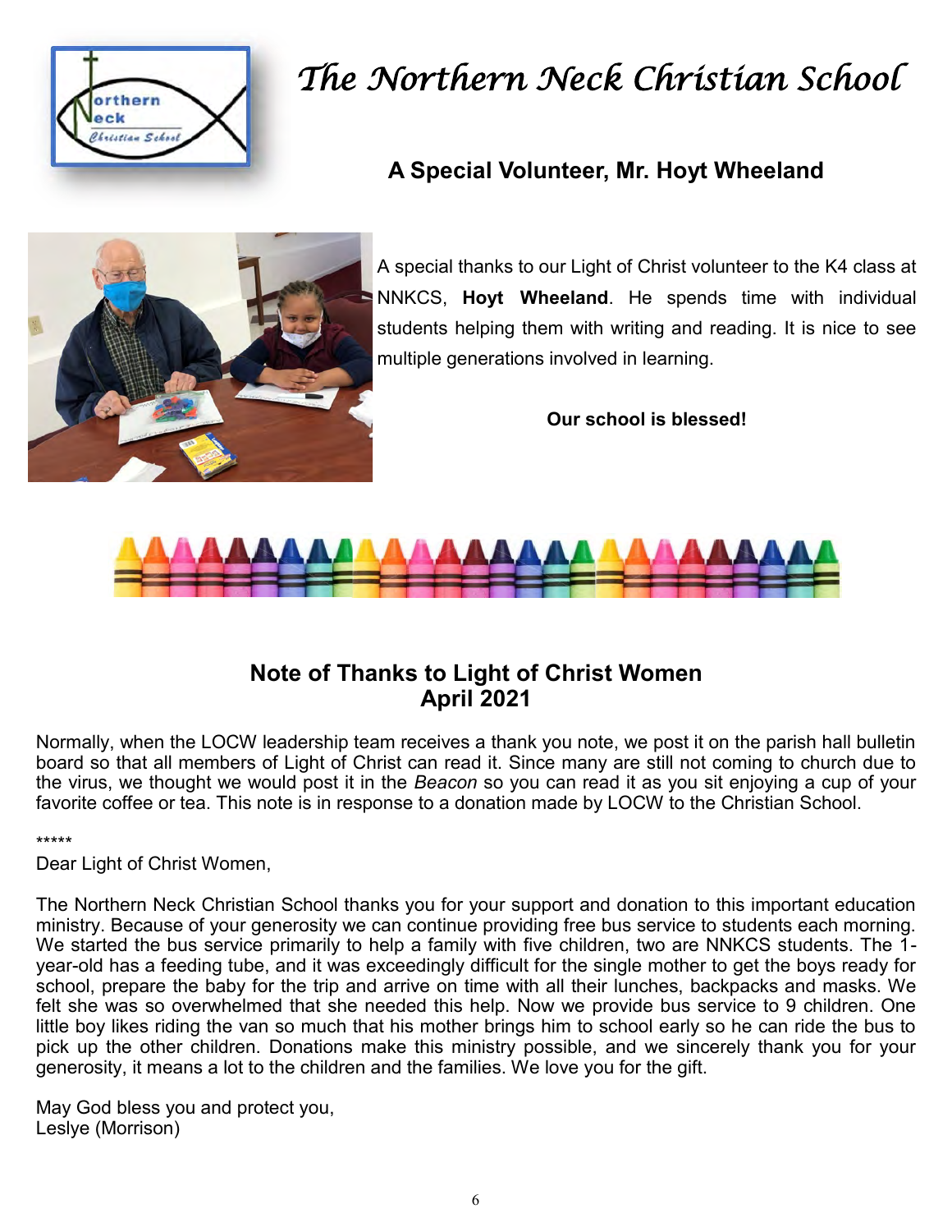# The Northern Neck Christian School

## A Special Volunteer, Mr. Hoyt Wheeland

A special thanks to our Light of Christ volunteer to the K4 class at NNKCS, **Hoyt Wheeland**. He spends time with individual students helping them with writing and reading. It is nice to see multiple generations involved in learning.

**Our school is blessed!**

## Note of Thanks to Light of Christ Women
## April 2021

Normally, when the LOCW leadership team receives a thank you note, we post it on the parish hall bulletin board so that all members of Light of Christ can read it. Since many are still not coming to church due to the virus, we thought we would post it in the *Beacon* so you can read it as you sit enjoying a cup of your favorite coffee or tea. This note is in response to a donation made by LOCW to the Christian School.

*****

Dear Light of Christ Women,

The Northern Neck Christian School thanks you for your support and donation to this important education ministry. Because of your generosity we can continue providing free bus service to students each morning. We started the bus service primarily to help a family with five children, two are NNKCS students. The 1-year-old has a feeding tube, and it was exceedingly difficult for the single mother to get the boys ready for school, prepare the baby for the trip and arrive on time with all their lunches, backpacks and masks. We felt she was so overwhelmed that she needed this help. Now we provide bus service to 9 children. One little boy likes riding the van so much that his mother brings him to school early so he can ride the bus to pick up the other children. Donations make this ministry possible, and we sincerely thank you for your generosity, it means a lot to the children and the families. We love you for the gift.

May God bless you and protect you,
Leslye (Morrison)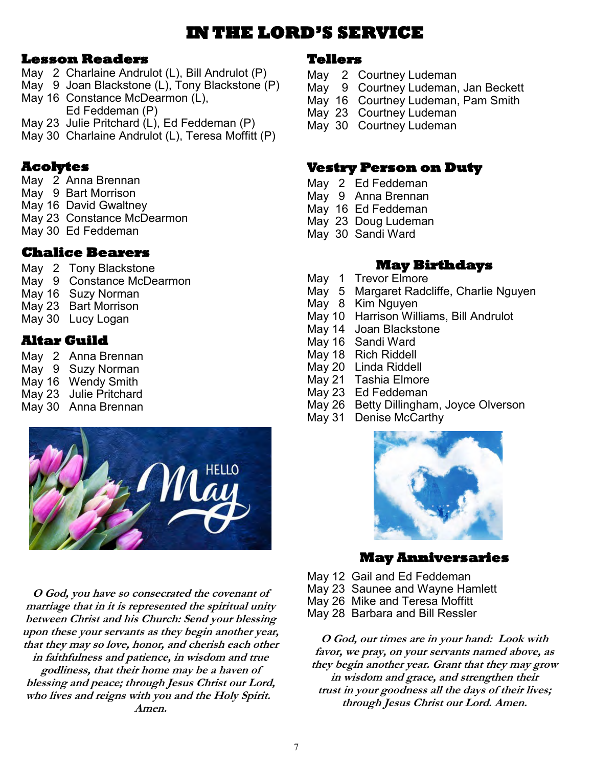# IN THE LORD'S SERVICE

## Lesson Readers

May 2 Charlaine Andrulot (L), Bill Andrulot (P)
May 9 Joan Blackstone (L), Tony Blackstone (P)
May 16 Constance McDearmon (L), Ed Feddeman (P)
May 23 Julie Pritchard (L), Ed Feddeman (P)
May 30 Charlaine Andrulot (L), Teresa Moffitt (P)

## Acolytes

May 2 Anna Brennan
May 9 Bart Morrison
May 16 David Gwaltney
May 23 Constance McDearmon
May 30 Ed Feddeman

## Chalice Bearers

May 2 Tony Blackstone
May 9 Constance McDearmon
May 16 Suzy Norman
May 23 Bart Morrison
May 30 Lucy Logan

## Altar Guild

May 2 Anna Brennan
May 9 Suzy Norman
May 16 Wendy Smith
May 23 Julie Pritchard
May 30 Anna Brennan

***O God, you have so consecrated the covenant of marriage that in it is represented the spiritual unity between Christ and his Church: Send your blessing upon these your servants as they begin another year, that they may so love, honor, and cherish each other in faithfulness and patience, in wisdom and true godliness, that their home may be a haven of blessing and peace; through Jesus Christ our Lord, who lives and reigns with you and the Holy Spirit. Amen.***

## Tellers

May 2 Courtney Ludeman
May 9 Courtney Ludeman, Jan Beckett
May 16 Courtney Ludeman, Pam Smith
May 23 Courtney Ludeman
May 30 Courtney Ludeman

## Vestry Person on Duty

May 2 Ed Feddeman
May 9 Anna Brennan
May 16 Ed Feddeman
May 23 Doug Ludeman
May 30 Sandi Ward

## May Birthdays

May 1 Trevor Elmore
May 5 Margaret Radcliffe, Charlie Nguyen
May 8 Kim Nguyen
May 10 Harrison Williams, Bill Andrulot
May 14 Joan Blackstone
May 16 Sandi Ward
May 18 Rich Riddell
May 20 Linda Riddell
May 21 Tashia Elmore
May 23 Ed Feddeman
May 26 Betty Dillingham, Joyce Olverson
May 31 Denise McCarthy

## May Anniversaries

May 12 Gail and Ed Feddeman
May 23 Saunee and Wayne Hamlett
May 26 Mike and Teresa Moffitt
May 28 Barbara and Bill Ressler

***O God, our times are in your hand: Look with favor, we pray, on your servants named above, as they begin another year. Grant that they may grow in wisdom and grace, and strengthen their trust in your goodness all the days of their lives; through Jesus Christ our Lord. Amen.***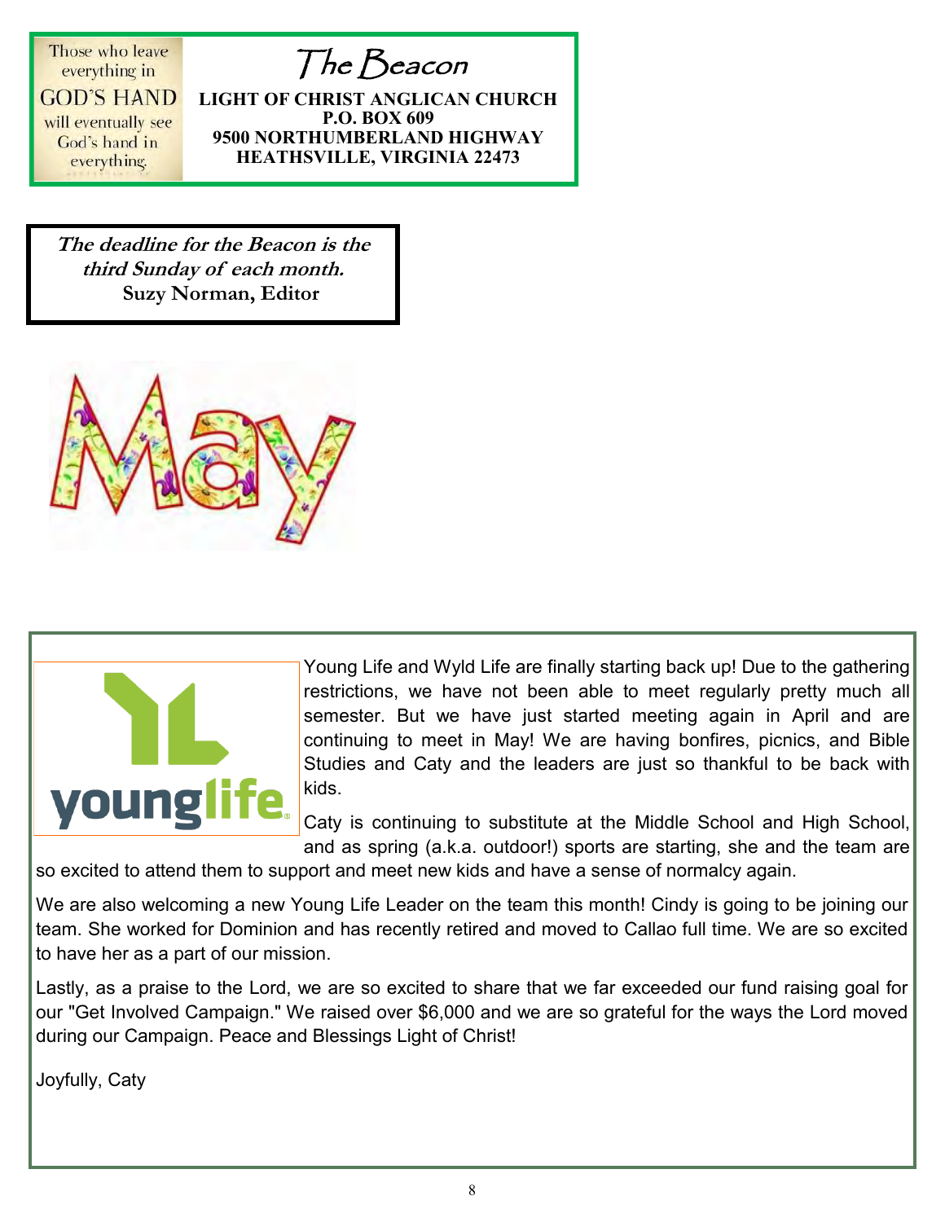Those who leave everything in GOD'S HAND will eventually see God's hand in everything.

# The Beacon

**LIGHT OF CHRIST ANGLICAN CHURCH**
**P.O. BOX 609**
**9500 NORTHUMBERLAND HIGHWAY**
**HEATHSVILLE, VIRGINIA 22473**

***The deadline for the Beacon is the third Sunday of each month.***
**Suzy Norman, Editor**

# May

Young Life and Wyld Life are finally starting back up! Due to the gathering restrictions, we have not been able to meet regularly pretty much all semester. But we have just started meeting again in April and are continuing to meet in May! We are having bonfires, picnics, and Bible Studies and Caty and the leaders are just so thankful to be back with kids.

Caty is continuing to substitute at the Middle School and High School, and as spring (a.k.a. outdoor!) sports are starting, she and the team are so excited to attend them to support and meet new kids and have a sense of normalcy again.

We are also welcoming a new Young Life Leader on the team this month! Cindy is going to be joining our team. She worked for Dominion and has recently retired and moved to Callao full time. We are so excited to have her as a part of our mission.

Lastly, as a praise to the Lord, we are so excited to share that we far exceeded our fund raising goal for our "Get Involved Campaign." We raised over $6,000 and we are so grateful for the ways the Lord moved during our Campaign. Peace and Blessings Light of Christ!

Joyfully, Caty